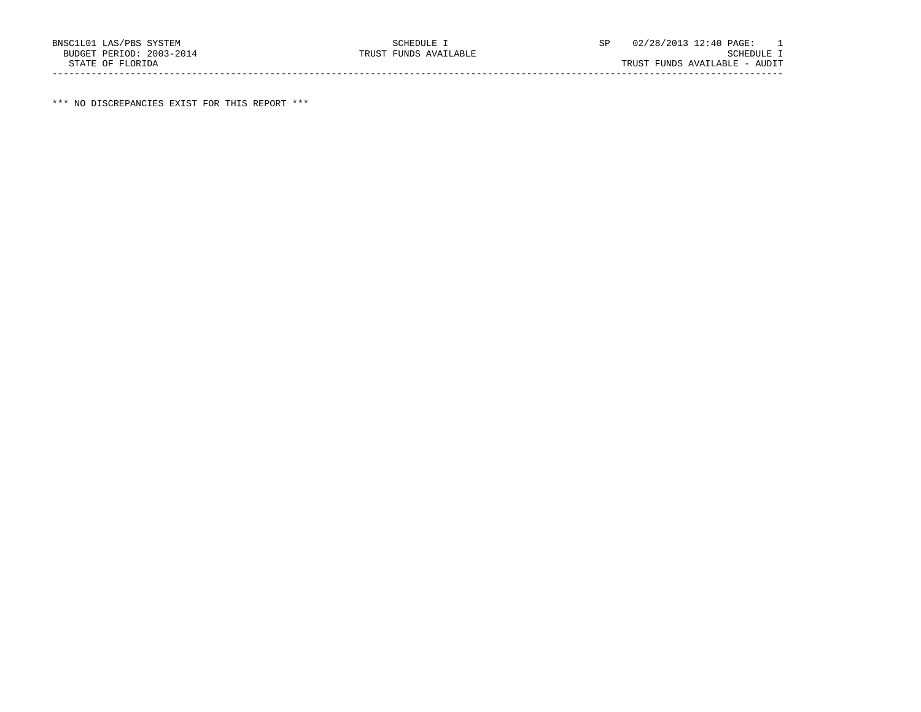BNSC1L01 LAS/PBS SYSTEM SCHEDULE I SP 02/28/2013 12:40 PAGE: 1
BUDGET PERIOD: 2003-2014 TRUST FUNDS AVAILABLE SCHEDULE I
STATE OF FLORIDA TRUST FUNDS AVAILABLE - AUDIT

---

\*\*\* NO DISCREPANCIES EXIST FOR THIS REPORT \*\*\*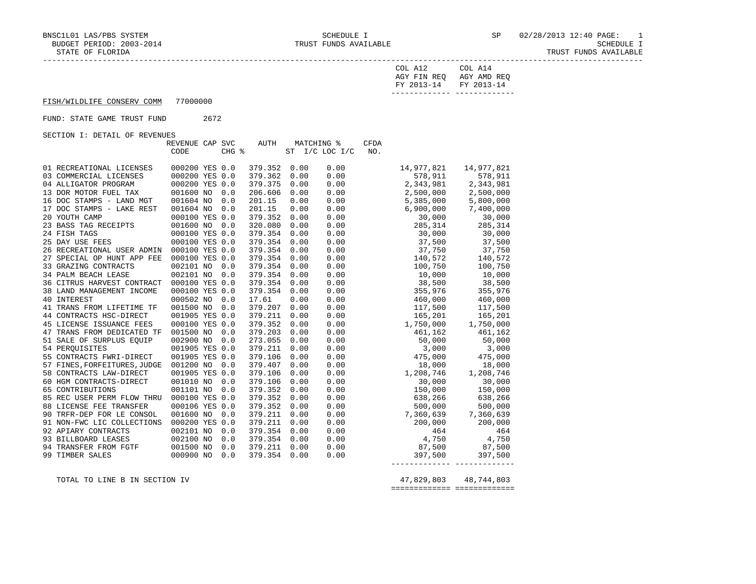BNSC1L01 LAS/PBS SYSTEM
BUDGET PERIOD: 2003-2014
STATE OF FLORIDA

SCHEDULE I
TRUST FUNDS AVAILABLE

SP 02/28/2013 12:40
SCHEDULE I
TRUST FUNDS AVAILABLE

FISH/WILDLIFE CONSERV COMM 77000000

FUND: STATE GAME TRUST FUND 2672

SECTION I: DETAIL OF REVENUES

| | REVENUE CODE | CAP | SVC CHG % | AUTH ST | MATCHING % I/C | LOC I/C | CFDA NO. | COL A12 AGY FIN REQ FY 2013-14 | COL A14 AGY AMD REQ FY 2013-14 |
|---|---|---|---|---|---|---|---|---|---|
| 01 RECREATIONAL LICENSES | 000200 | YES | 0.0 | 379.352 | 0.00 | 0.00 | | 14,977,821 | 14,977,821 |
| 03 COMMERCIAL LICENSES | 000200 | YES | 0.0 | 379.362 | 0.00 | 0.00 | | 578,911 | 578,911 |
| 04 ALLIGATOR PROGRAM | 000200 | YES | 0.0 | 379.375 | 0.00 | 0.00 | | 2,343,981 | 2,343,981 |
| 13 DOR MOTOR FUEL TAX | 001600 | NO | 0.0 | 206.606 | 0.00 | 0.00 | | 2,500,000 | 2,500,000 |
| 16 DOC STAMPS - LAND MGT | 001604 | NO | 0.0 | 201.15 | 0.00 | 0.00 | | 5,385,000 | 5,800,000 |
| 17 DOC STAMPS - LAKE REST | 001604 | NO | 0.0 | 201.15 | 0.00 | 0.00 | | 6,900,000 | 7,400,000 |
| 20 YOUTH CAMP | 000100 | YES | 0.0 | 379.352 | 0.00 | 0.00 | | 30,000 | 30,000 |
| 23 BASS TAG RECEIPTS | 001600 | NO | 0.0 | 320.080 | 0.00 | 0.00 | | 285,314 | 285,314 |
| 24 FISH TAGS | 000100 | YES | 0.0 | 379.354 | 0.00 | 0.00 | | 30,000 | 30,000 |
| 25 DAY USE FEES | 000100 | YES | 0.0 | 379.354 | 0.00 | 0.00 | | 37,500 | 37,500 |
| 26 RECREATIONAL USER ADMIN | 000100 | YES | 0.0 | 379.354 | 0.00 | 0.00 | | 37,750 | 37,750 |
| 27 SPECIAL OP HUNT APP FEE | 000100 | YES | 0.0 | 379.354 | 0.00 | 0.00 | | 140,572 | 140,572 |
| 33 GRAZING CONTRACTS | 002101 | NO | 0.0 | 379.354 | 0.00 | 0.00 | | 100,750 | 100,750 |
| 34 PALM BEACH LEASE | 002101 | NO | 0.0 | 379.354 | 0.00 | 0.00 | | 10,000 | 10,000 |
| 36 CITRUS HARVEST CONTRACT | 000100 | YES | 0.0 | 379.354 | 0.00 | 0.00 | | 38,500 | 38,500 |
| 38 LAND MANAGEMENT INCOME | 000100 | YES | 0.0 | 379.354 | 0.00 | 0.00 | | 355,976 | 355,976 |
| 40 INTEREST | 000502 | NO | 0.0 | 17.61 | 0.00 | 0.00 | | 460,000 | 460,000 |
| 41 TRANS FROM LIFETIME TF | 001500 | NO | 0.0 | 379.207 | 0.00 | 0.00 | | 117,500 | 117,500 |
| 44 CONTRACTS HSC-DIRECT | 001905 | YES | 0.0 | 379.211 | 0.00 | 0.00 | | 165,201 | 165,201 |
| 45 LICENSE ISSUANCE FEES | 000100 | YES | 0.0 | 379.352 | 0.00 | 0.00 | | 1,750,000 | 1,750,000 |
| 47 TRANS FROM DEDICATED TF | 001500 | NO | 0.0 | 379.203 | 0.00 | 0.00 | | 461,162 | 461,162 |
| 51 SALE OF SURPLUS EQUIP | 002900 | NO | 0.0 | 273.055 | 0.00 | 0.00 | | 50,000 | 50,000 |
| 54 PERQUISITES | 001905 | YES | 0.0 | 379.211 | 0.00 | 0.00 | | 3,000 | 3,000 |
| 55 CONTRACTS FWRI-DIRECT | 001905 | YES | 0.0 | 379.106 | 0.00 | 0.00 | | 475,000 | 475,000 |
| 57 FINES,FORFEITURES,JUDGE | 001200 | NO | 0.0 | 379.407 | 0.00 | 0.00 | | 18,000 | 18,000 |
| 58 CONTRACTS LAW-DIRECT | 001905 | YES | 0.0 | 379.106 | 0.00 | 0.00 | | 1,208,746 | 1,208,746 |
| 60 HGM CONTRACTS-DIRECT | 001010 | NO | 0.0 | 379.106 | 0.00 | 0.00 | | 30,000 | 30,000 |
| 65 CONTRIBUTIONS | 001101 | NO | 0.0 | 379.352 | 0.00 | 0.00 | | 150,000 | 150,000 |
| 85 REC USER PERM FLOW THRU | 000100 | YES | 0.0 | 379.352 | 0.00 | 0.00 | | 638,266 | 638,266 |
| 88 LICENSE FEE TRANSFER | 000106 | YES | 0.0 | 379.352 | 0.00 | 0.00 | | 500,000 | 500,000 |
| 90 TRFR-DEP FOR LE CONSOL | 001600 | NO | 0.0 | 379.211 | 0.00 | 0.00 | | 7,360,639 | 7,360,639 |
| 91 NON-FWC LIC COLLECTIONS | 000200 | YES | 0.0 | 379.211 | 0.00 | 0.00 | | 200,000 | 200,000 |
| 92 APIARY CONTRACTS | 002101 | NO | 0.0 | 379.354 | 0.00 | 0.00 | | 464 | 464 |
| 93 BILLBOARD LEASES | 002100 | NO | 0.0 | 379.354 | 0.00 | 0.00 | | 4,750 | 4,750 |
| 94 TRANSFER FROM FGTF | 001500 | NO | 0.0 | 379.211 | 0.00 | 0.00 | | 87,500 | 87,500 |
| 99 TIMBER SALES | 000900 | NO | 0.0 | 379.354 | 0.00 | 0.00 | | 397,500 | 397,500 |
| TOTAL TO LINE B IN SECTION IV | | | | | | | | 47,829,803 | 48,744,803 |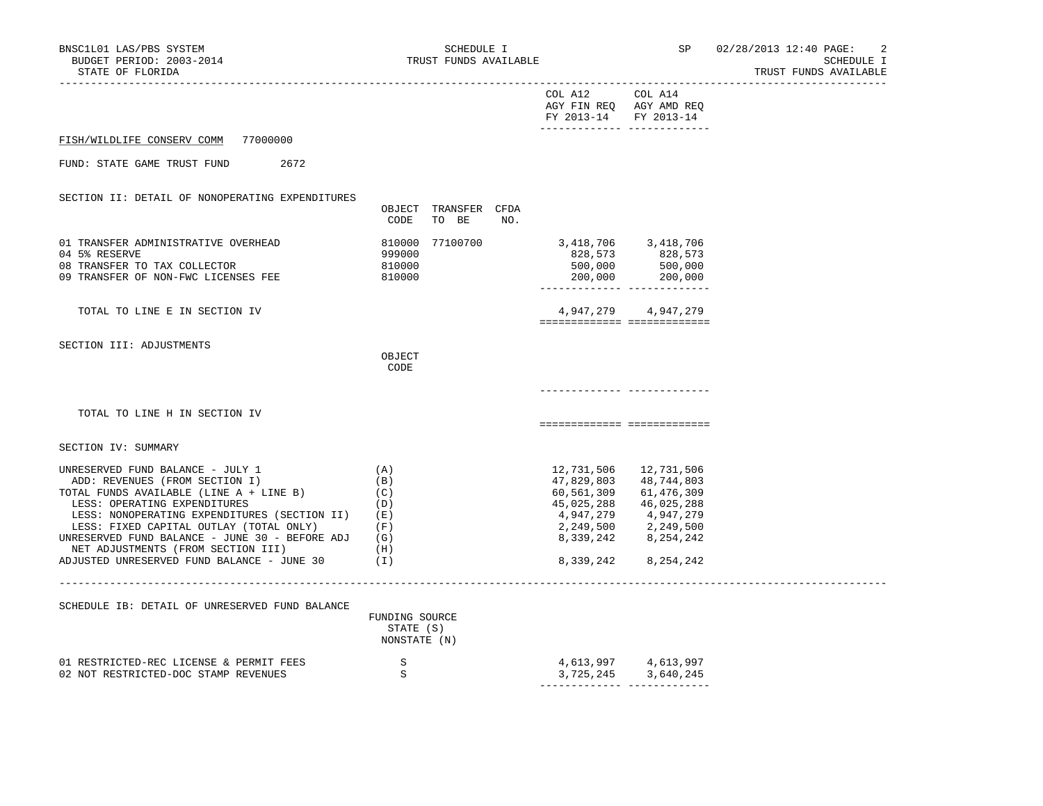| | | | | COL A12 AGY FIN REQ FY 2013-14 | COL A14 AGY AMD REQ FY 2013-14 |
|---|---|---|---|---|---|

FISH/WILDLIFE CONSERV COMM 77000000

FUND: STATE GAME TRUST FUND 2672

## SECTION II: DETAIL OF NONOPERATING EXPENDITURES

| | OBJECT CODE | TRANSFER TO BE | CFDA NO. | COL A12 AGY FIN REQ FY 2013-14 | COL A14 AGY AMD REQ FY 2013-14 |
|---|---|---|---|---|---|
| 01 TRANSFER ADMINISTRATIVE OVERHEAD | 810000 | 77100700 | | 3,418,706 | 3,418,706 |
| 04 5% RESERVE | 999000 | | | 828,573 | 828,573 |
| 08 TRANSFER TO TAX COLLECTOR | 810000 | | | 500,000 | 500,000 |
| 09 TRANSFER OF NON-FWC LICENSES FEE | 810000 | | | 200,000 | 200,000 |
| TOTAL TO LINE E IN SECTION IV | | | | 4,947,279 | 4,947,279 |

## SECTION III: ADJUSTMENTS

| | OBJECT CODE | COL A12 | COL A14 |
|---|---|---|---|
| TOTAL TO LINE H IN SECTION IV | | | |

## SECTION IV: SUMMARY

| | | COL A12 | COL A14 |
|---|---|---|---|
| UNRESERVED FUND BALANCE - JULY 1 | (A) | 12,731,506 | 12,731,506 |
| ADD: REVENUES (FROM SECTION I) | (B) | 47,829,803 | 48,744,803 |
| TOTAL FUNDS AVAILABLE (LINE A + LINE B) | (C) | 60,561,309 | 61,476,309 |
| LESS: OPERATING EXPENDITURES | (D) | 45,025,288 | 46,025,288 |
| LESS: NONOPERATING EXPENDITURES (SECTION II) | (E) | 4,947,279 | 4,947,279 |
| LESS: FIXED CAPITAL OUTLAY (TOTAL ONLY) | (F) | 2,249,500 | 2,249,500 |
| UNRESERVED FUND BALANCE - JUNE 30 - BEFORE ADJ | (G) | 8,339,242 | 8,254,242 |
| NET ADJUSTMENTS (FROM SECTION III) | (H) | | |
| ADJUSTED UNRESERVED FUND BALANCE - JUNE 30 | (I) | 8,339,242 | 8,254,242 |

## SCHEDULE IB: DETAIL OF UNRESERVED FUND BALANCE

| | FUNDING SOURCE STATE (S) NONSTATE (N) | COL A12 | COL A14 |
|---|---|---|---|
| 01 RESTRICTED-REC LICENSE & PERMIT FEES | S | 4,613,997 | 4,613,997 |
| 02 NOT RESTRICTED-DOC STAMP REVENUES | S | 3,725,245 | 3,640,245 |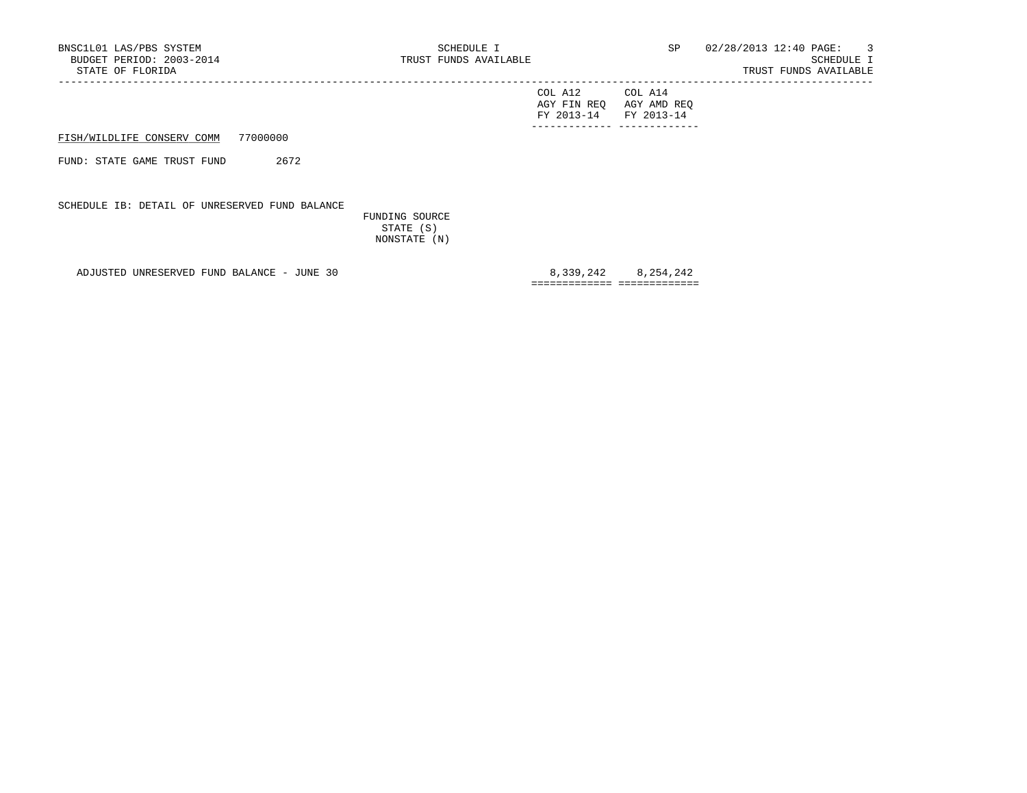FISH/WILDLIFE CONSERV COMM 77000000

FUND: STATE GAME TRUST FUND 2672

SCHEDULE IB: DETAIL OF UNRESERVED FUND BALANCE

| | FUNDING SOURCE STATE (S) NONSTATE (N) | COL A12 AGY FIN REQ FY 2013-14 | COL A14 AGY AMD REQ FY 2013-14 |
|---|---|---|---|
| ADJUSTED UNRESERVED FUND BALANCE - JUNE 30 | | 8,339,242 | 8,254,242 |